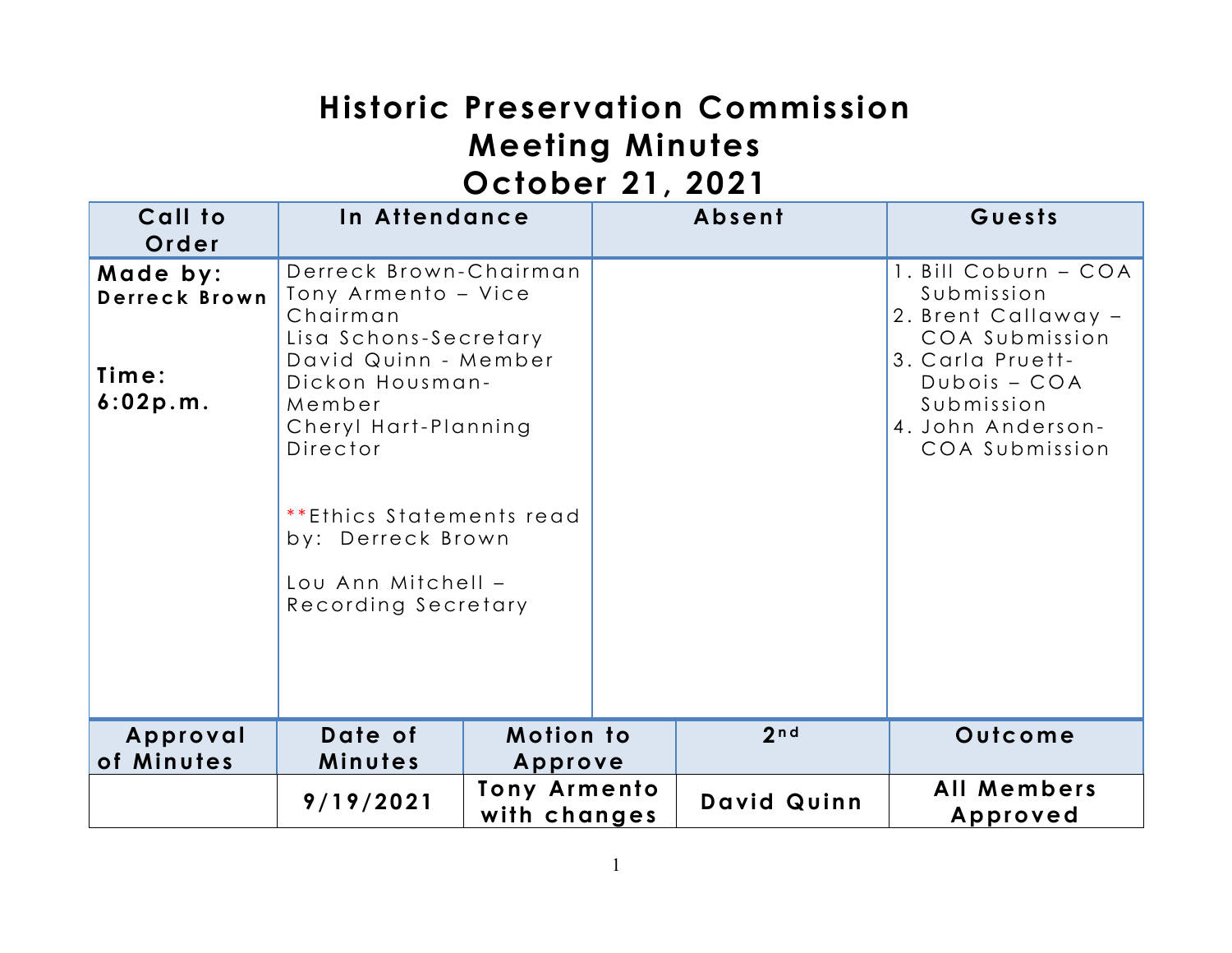# Historic Preservation Commission Meeting Minutes October 21, 2021

| Call to Order | In Attendance | Absent | Guests |
|---|---|---|---|
| **Made by:** **Derreck Brown**<br><br>**Time: 6:02p.m.** | Derreck Brown-Chairman<br>Tony Armento – Vice Chairman<br>Lisa Schons-Secretary<br>David Quinn - Member<br>Dickon Housman-Member<br>Cheryl Hart-Planning Director<br><br>**Ethics Statements read by: Derreck Brown<br><br>Lou Ann Mitchell – Recording Secretary | | 1. Bill Coburn – COA Submission<br>2. Brent Callaway – COA Submission<br>3. Carla Pruett-Dubois – COA Submission<br>4. John Anderson-COA Submission |

| Approval of Minutes | Date of Minutes | Motion to Approve | 2nd | Outcome |
|---|---|---|---|---|
| | **9/19/2021** | **Tony Armento with changes** | **David Quinn** | **All Members Approved** |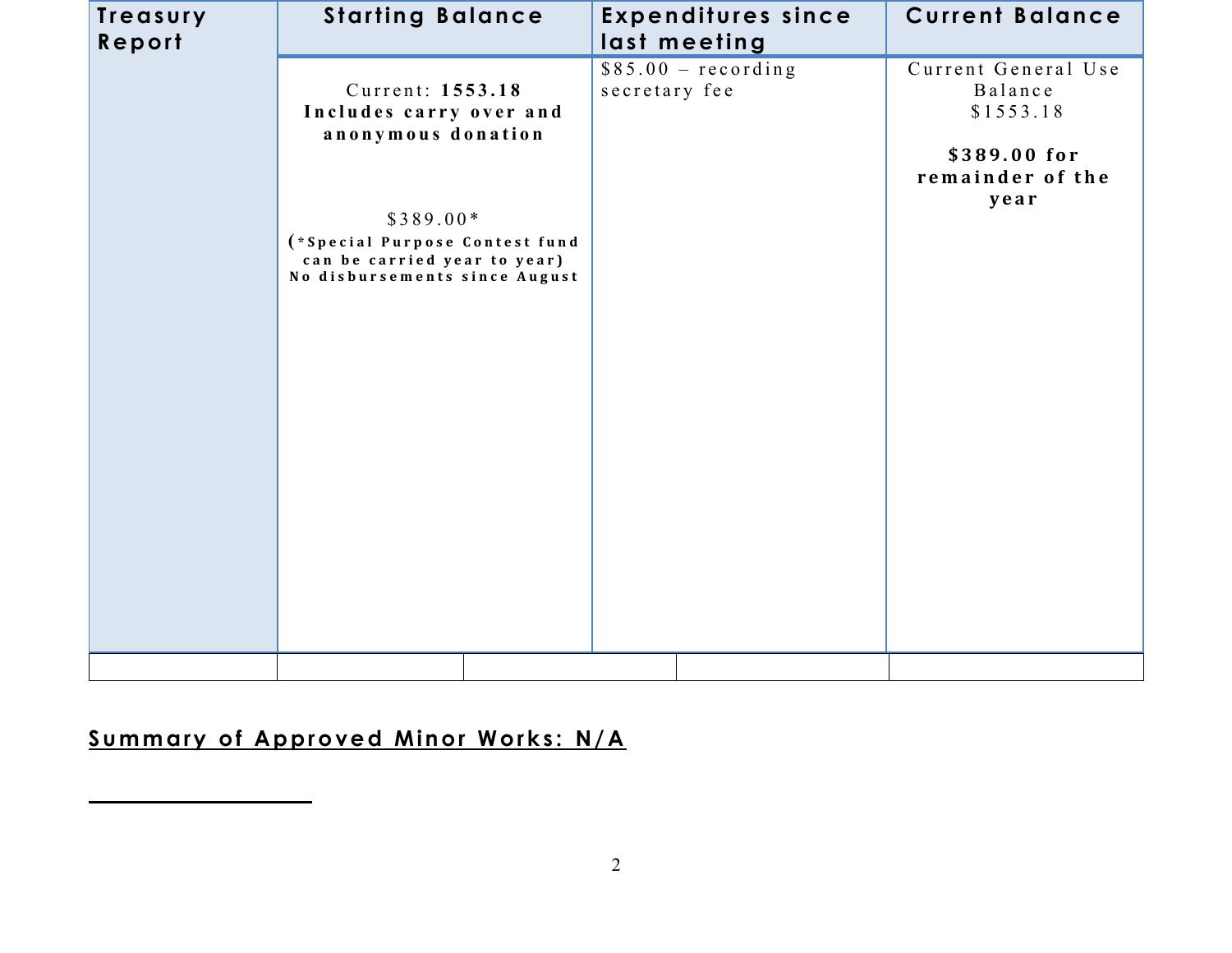| Treasury Report | Starting Balance | Expenditures since last meeting | Current Balance |
|---|---|---|---|
| | Current: **1553.18** **Includes carry over and anonymous donation** <br><br> $389.00* **(*Special Purpose Contest fund can be carried year to year) No disbursements since August** | $85.00 – recording secretary fee | Current General Use Balance $1553.18 <br><br> **$389.00 for remainder of the year** |

## Summary of Approved Minor Works: N/A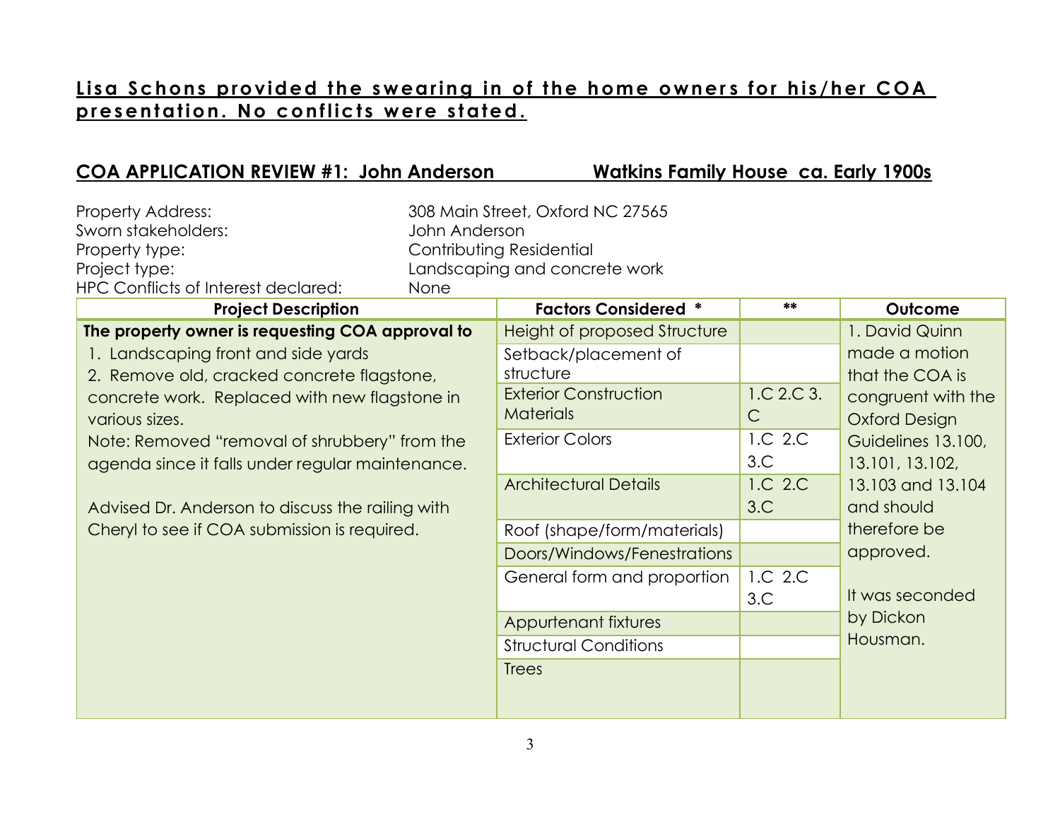**Lisa Schons provided the swearing in of the home owners for his/her COA presentation. No conflicts were stated.**

## COA APPLICATION REVIEW #1: John Anderson    Watkins Family House ca. Early 1900s

Property Address: 308 Main Street, Oxford NC 27565
Sworn stakeholders: John Anderson
Property type: Contributing Residential
Project type: Landscaping and concrete work
HPC Conflicts of Interest declared: None

| Project Description | Factors Considered * | ** | Outcome |
|---|---|---|---|
| **The property owner is requesting COA approval to**<br>1. Landscaping front and side yards<br>2. Remove old, cracked concrete flagstone, concrete work. Replaced with new flagstone in various sizes.<br>Note: Removed "removal of shrubbery" from the agenda since it falls under regular maintenance.<br><br>Advised Dr. Anderson to discuss the railing with Cheryl to see if COA submission is required. | Height of proposed Structure | | 1. David Quinn made a motion that the COA is congruent with the Oxford Design Guidelines 13.100, 13.101, 13.102, 13.103 and 13.104 and should therefore be approved.<br><br>It was seconded by Dickon Housman. |
| | Setback/placement of structure | | |
| | Exterior Construction Materials | 1.C 2.C 3.C | |
| | Exterior Colors | 1.C 2.C 3.C | |
| | Architectural Details | 1.C 2.C 3.C | |
| | Roof (shape/form/materials) | | |
| | Doors/Windows/Fenestrations | | |
| | General form and proportion | 1.C 2.C 3.C | |
| | Appurtenant fixtures | | |
| | Structural Conditions | | |
| | Trees | | |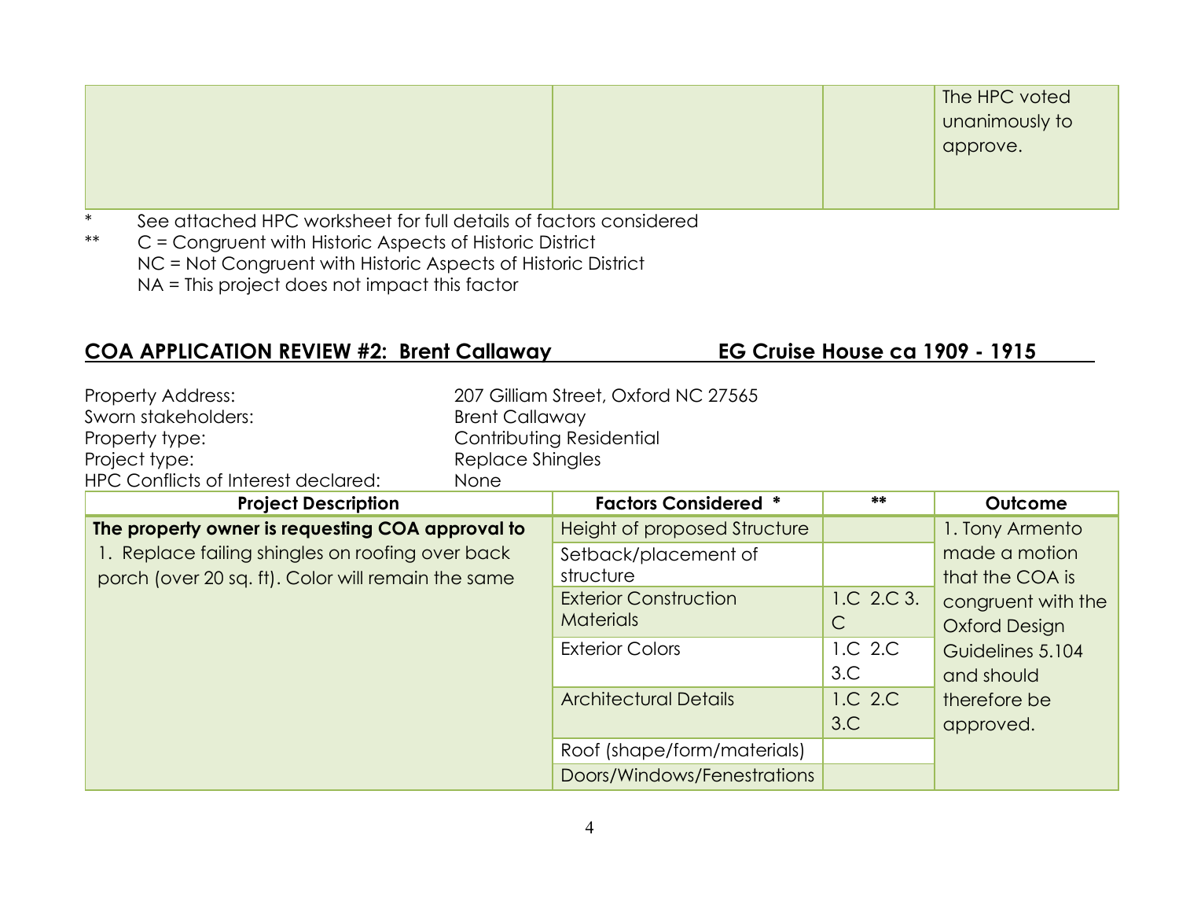| | | | The HPC voted unanimously to approve. |
|---|---|---|---|

\* See attached HPC worksheet for full details of factors considered

\*\* C = Congruent with Historic Aspects of Historic District
NC = Not Congruent with Historic Aspects of Historic District
NA = This project does not impact this factor

## COA APPLICATION REVIEW #2: Brent Callaway EG Cruise House ca 1909 - 1915

Property Address: 207 Gilliam Street, Oxford NC 27565
Sworn stakeholders: Brent Callaway
Property type: Contributing Residential
Project type: Replace Shingles
HPC Conflicts of Interest declared: None

| Project Description | Factors Considered * | ** | Outcome |
|---|---|---|---|
| **The property owner is requesting COA approval to** 1. Replace failing shingles on roofing over back porch (over 20 sq. ft). Color will remain the same | Height of proposed Structure | | 1. Tony Armento made a motion that the COA is congruent with the Oxford Design Guidelines 5.104 and should therefore be approved. |
| | Setback/placement of structure | | |
| | Exterior Construction Materials | 1.C 2.C 3. C | |
| | Exterior Colors | 1.C 2.C 3.C | |
| | Architectural Details | 1.C 2.C 3.C | |
| | Roof (shape/form/materials) | | |
| | Doors/Windows/Fenestrations | | |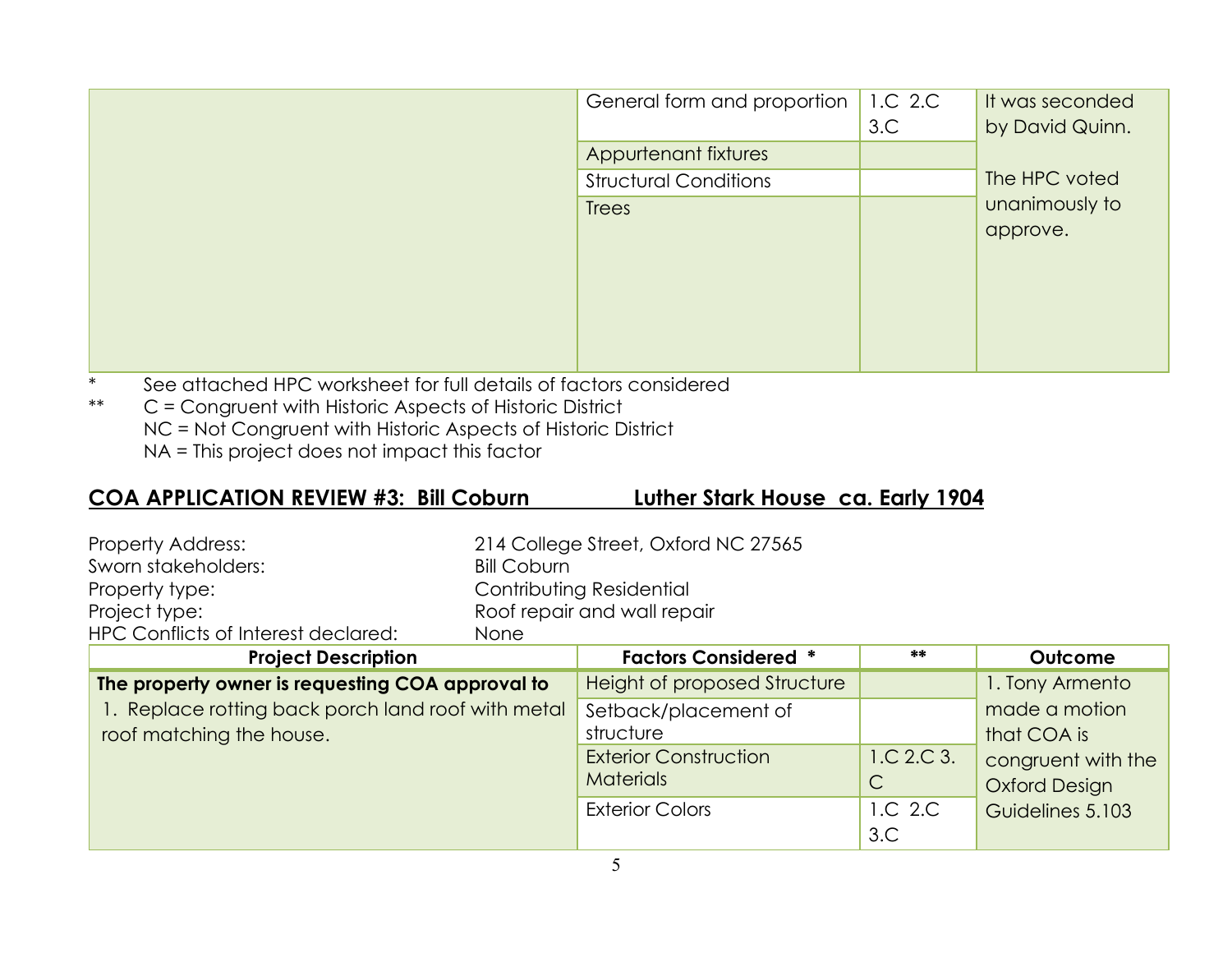| | Factors Considered * | ** | Outcome |
|---|---|---|---|
| | General form and proportion | 1.C 2.C 3.C | It was seconded by David Quinn. |
| | Appurtenant fixtures | | |
| | Structural Conditions | | The HPC voted unanimously to approve. |
| | Trees | | |

\* See attached HPC worksheet for full details of factors considered

\*\* C = Congruent with Historic Aspects of Historic District
NC = Not Congruent with Historic Aspects of Historic District
NA = This project does not impact this factor

## COA APPLICATION REVIEW #3: Bill Coburn Luther Stark House ca. Early 1904

Property Address: 214 College Street, Oxford NC 27565
Sworn stakeholders: Bill Coburn
Property type: Contributing Residential
Project type: Roof repair and wall repair
HPC Conflicts of Interest declared: None

| Project Description | Factors Considered * | ** | Outcome |
|---|---|---|---|
| **The property owner is requesting COA approval to** | Height of proposed Structure | | 1. Tony Armento made a motion that COA is congruent with the Oxford Design Guidelines 5.103 |
| 1. Replace rotting back porch land roof with metal roof matching the house. | Setback/placement of structure | | |
| | Exterior Construction Materials | 1.C 2.C 3. C | |
| | Exterior Colors | 1.C 2.C 3.C | |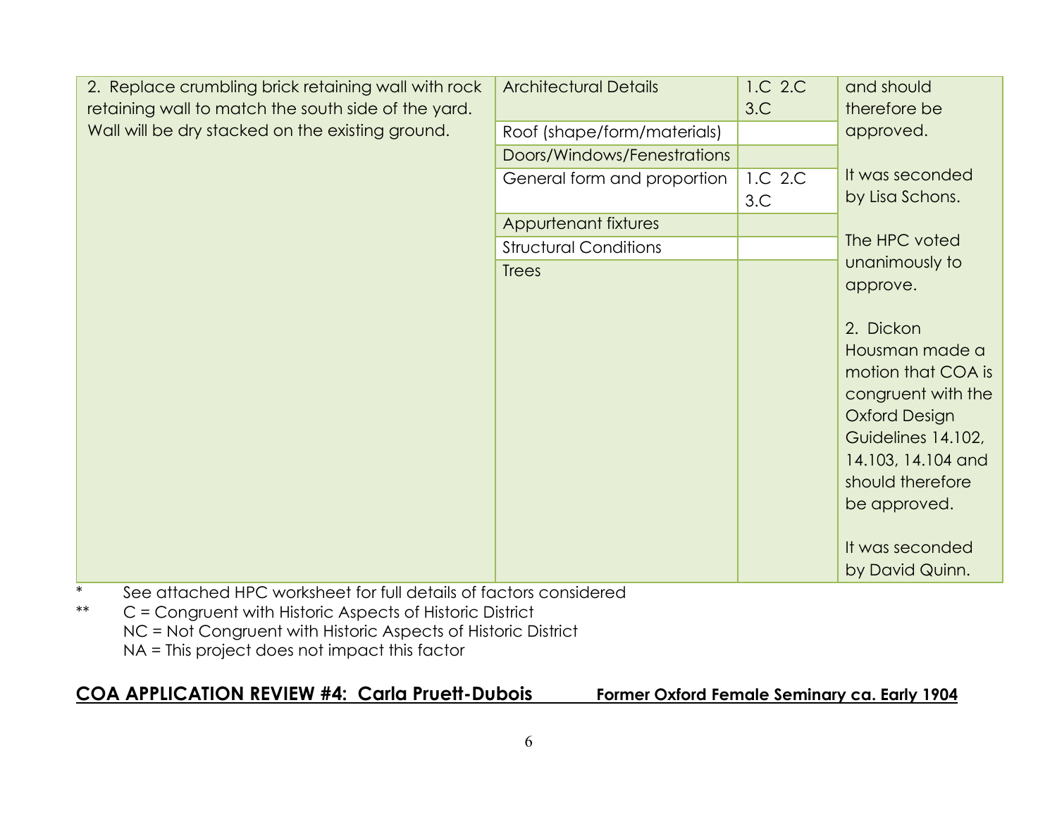| | | | |
|---|---|---|---|
| 2. Replace crumbling brick retaining wall with rock retaining wall to match the south side of the yard. Wall will be dry stacked on the existing ground. | Architectural Details | 1.C 2.C 3.C | and should therefore be approved.<br><br>It was seconded by Lisa Schons.<br><br>The HPC voted unanimously to approve.<br><br>2. Dickon Housman made a motion that COA is congruent with the Oxford Design Guidelines 14.102, 14.103, 14.104 and should therefore be approved.<br><br>It was seconded by David Quinn. |
| | Roof (shape/form/materials) | | |
| | Doors/Windows/Fenestrations | | |
| | General form and proportion | 1.C 2.C 3.C | |
| | Appurtenant fixtures | | |
| | Structural Conditions | | |
| | Trees | | |

\* See attached HPC worksheet for full details of factors considered

\*\* C = Congruent with Historic Aspects of Historic District
NC = Not Congruent with Historic Aspects of Historic District
NA = This project does not impact this factor

## COA APPLICATION REVIEW #4: Carla Pruett-Dubois — Former Oxford Female Seminary ca. Early 1904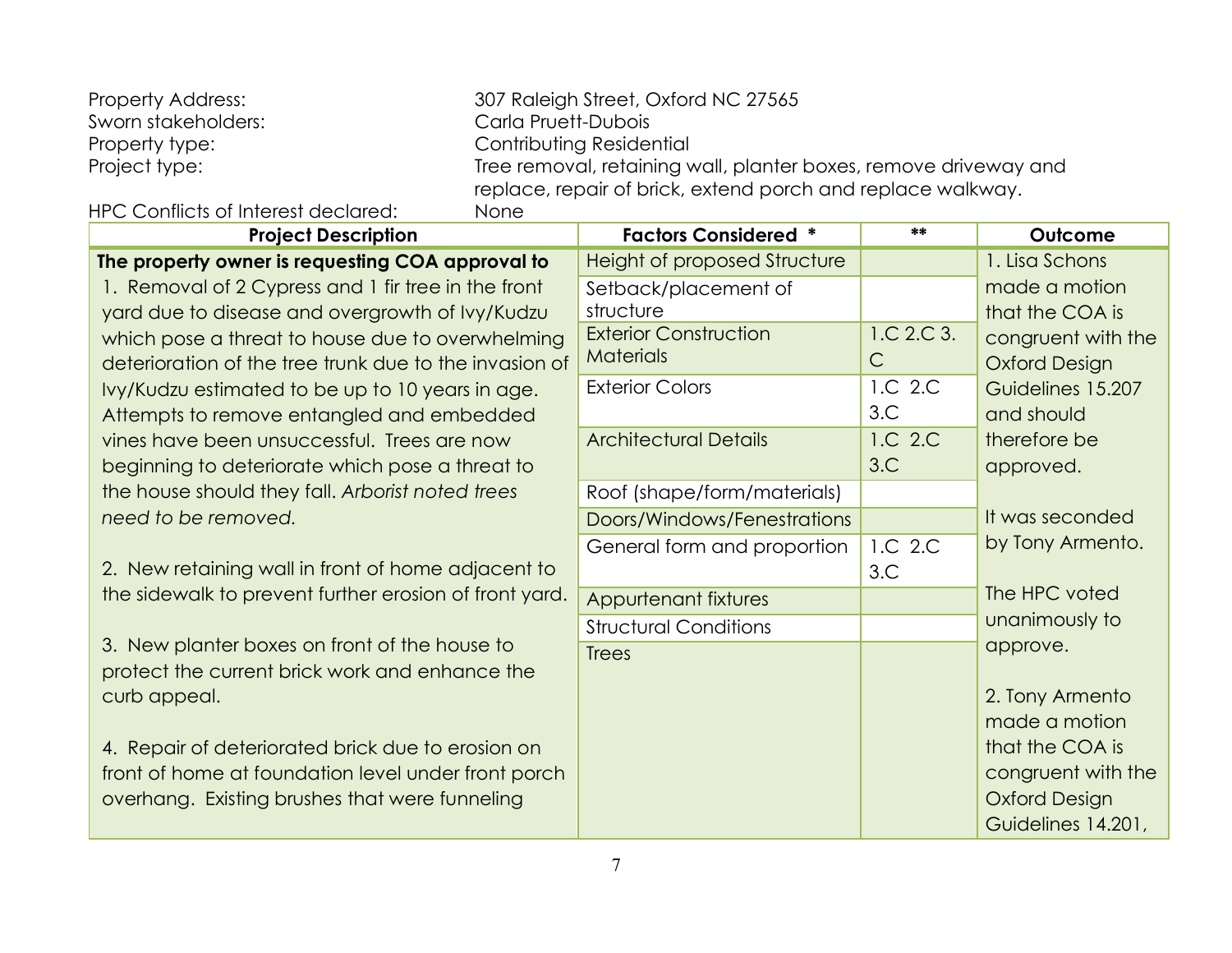Property Address: 307 Raleigh Street, Oxford NC 27565
Sworn stakeholders: Carla Pruett-Dubois
Property type: Contributing Residential
Project type: Tree removal, retaining wall, planter boxes, remove driveway and replace, repair of brick, extend porch and replace walkway.
HPC Conflicts of Interest declared: None

| Project Description | Factors Considered * | ** | Outcome |
|---|---|---|---|
| **The property owner is requesting COA approval to**<br>1. Removal of 2 Cypress and 1 fir tree in the front yard due to disease and overgrowth of Ivy/Kudzu which pose a threat to house due to overwhelming deterioration of the tree trunk due to the invasion of Ivy/Kudzu estimated to be up to 10 years in age. Attempts to remove entangled and embedded vines have been unsuccessful. Trees are now beginning to deteriorate which pose a threat to the house should they fall. *Arborist noted trees need to be removed.*<br><br>2. New retaining wall in front of home adjacent to the sidewalk to prevent further erosion of front yard.<br><br>3. New planter boxes on front of the house to protect the current brick work and enhance the curb appeal.<br><br>4. Repair of deteriorated brick due to erosion on front of home at foundation level under front porch overhang. Existing brushes that were funneling | Height of proposed Structure | | 1. Lisa Schons made a motion that the COA is congruent with the Oxford Design Guidelines 15.207 and should therefore be approved.<br><br>It was seconded by Tony Armento.<br><br>The HPC voted unanimously to approve.<br><br>2. Tony Armento made a motion that the COA is congruent with the Oxford Design Guidelines 14.201, |
| | Setback/placement of structure | | |
| | Exterior Construction Materials | 1.C 2.C 3.C | |
| | Exterior Colors | 1.C 2.C 3.C | |
| | Architectural Details | 1.C 2.C 3.C | |
| | Roof (shape/form/materials) | | |
| | Doors/Windows/Fenestrations | | |
| | General form and proportion | 1.C 2.C 3.C | |
| | Appurtenant fixtures | | |
| | Structural Conditions | | |
| | Trees | | |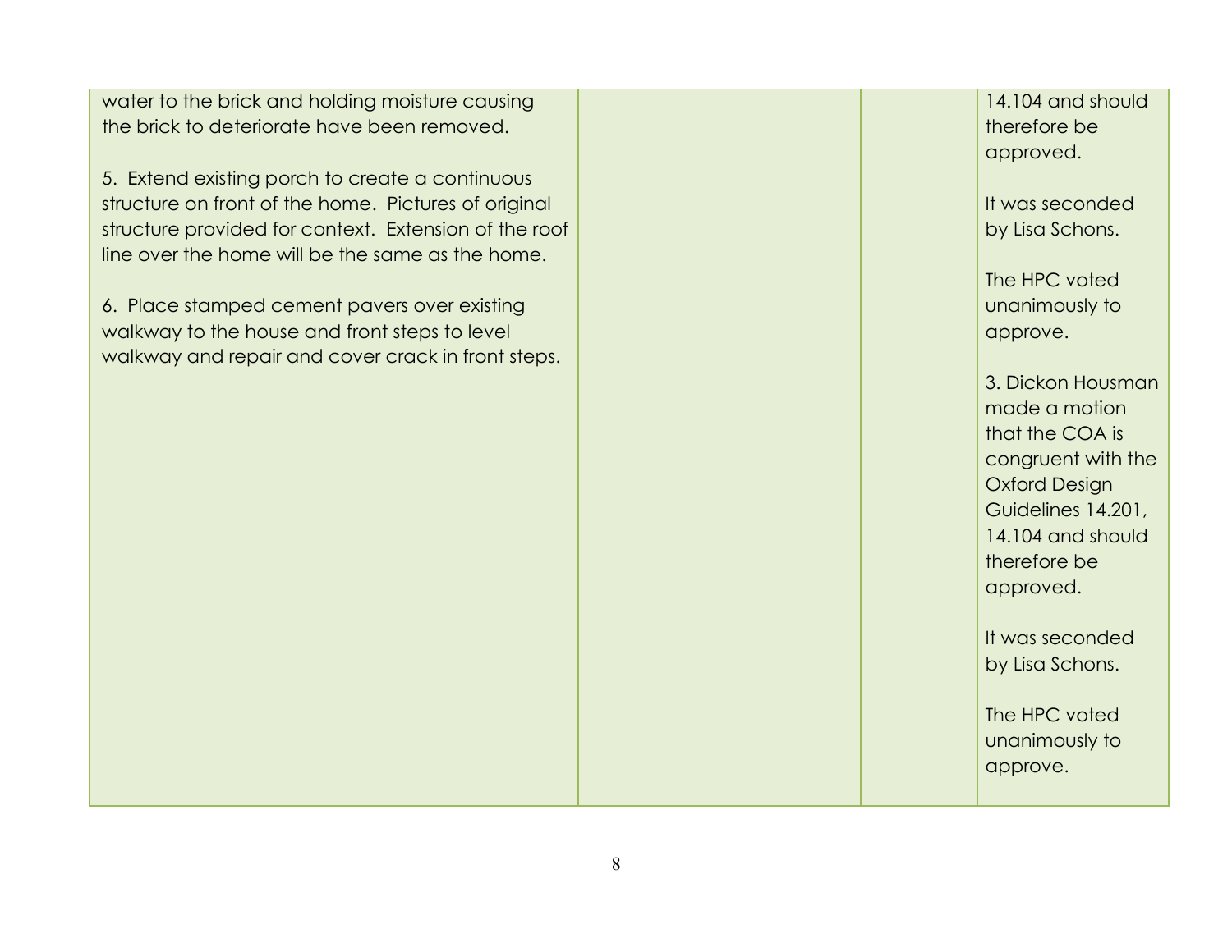| | | | |
|---|---|---|---|
| water to the brick and holding moisture causing the brick to deteriorate have been removed.<br><br>5. Extend existing porch to create a continuous structure on front of the home. Pictures of original structure provided for context. Extension of the roof line over the home will be the same as the home.<br><br>6. Place stamped cement pavers over existing walkway to the house and front steps to level walkway and repair and cover crack in front steps. | | | 14.104 and should therefore be approved.<br><br>It was seconded by Lisa Schons.<br><br>The HPC voted unanimously to approve.<br><br>3. Dickon Housman made a motion that the COA is congruent with the Oxford Design Guidelines 14.201, 14.104 and should therefore be approved.<br><br>It was seconded by Lisa Schons.<br><br>The HPC voted unanimously to approve. |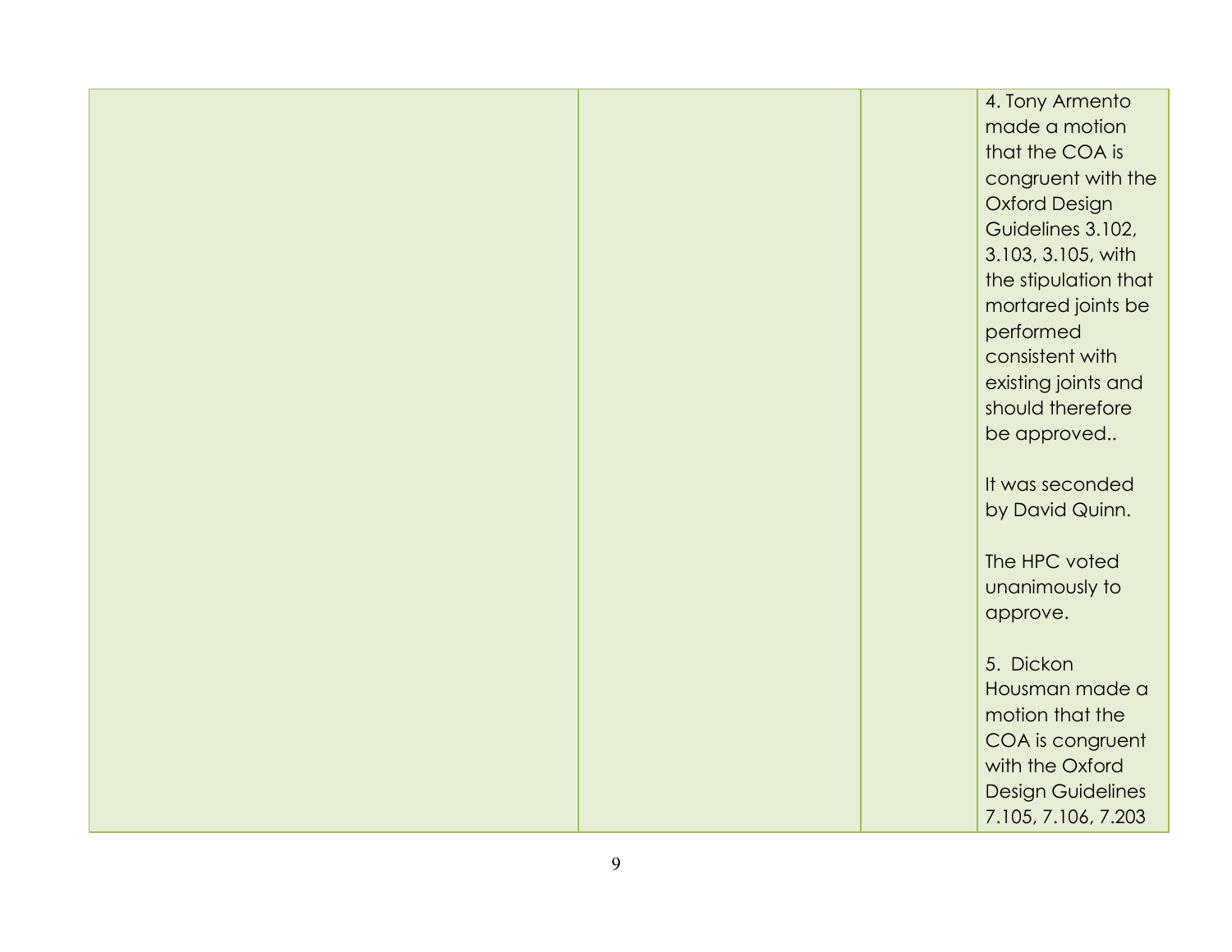|  |  |  | 4. Tony Armento made a motion that the COA is congruent with the Oxford Design Guidelines 3.102, 3.103, 3.105, with the stipulation that mortared joints be performed consistent with existing joints and should therefore be approved..<br><br>It was seconded by David Quinn.<br><br>The HPC voted unanimously to approve.<br><br>5. Dickon Housman made a motion that the COA is congruent with the Oxford Design Guidelines 7.105, 7.106, 7.203 |
|---|---|---|---|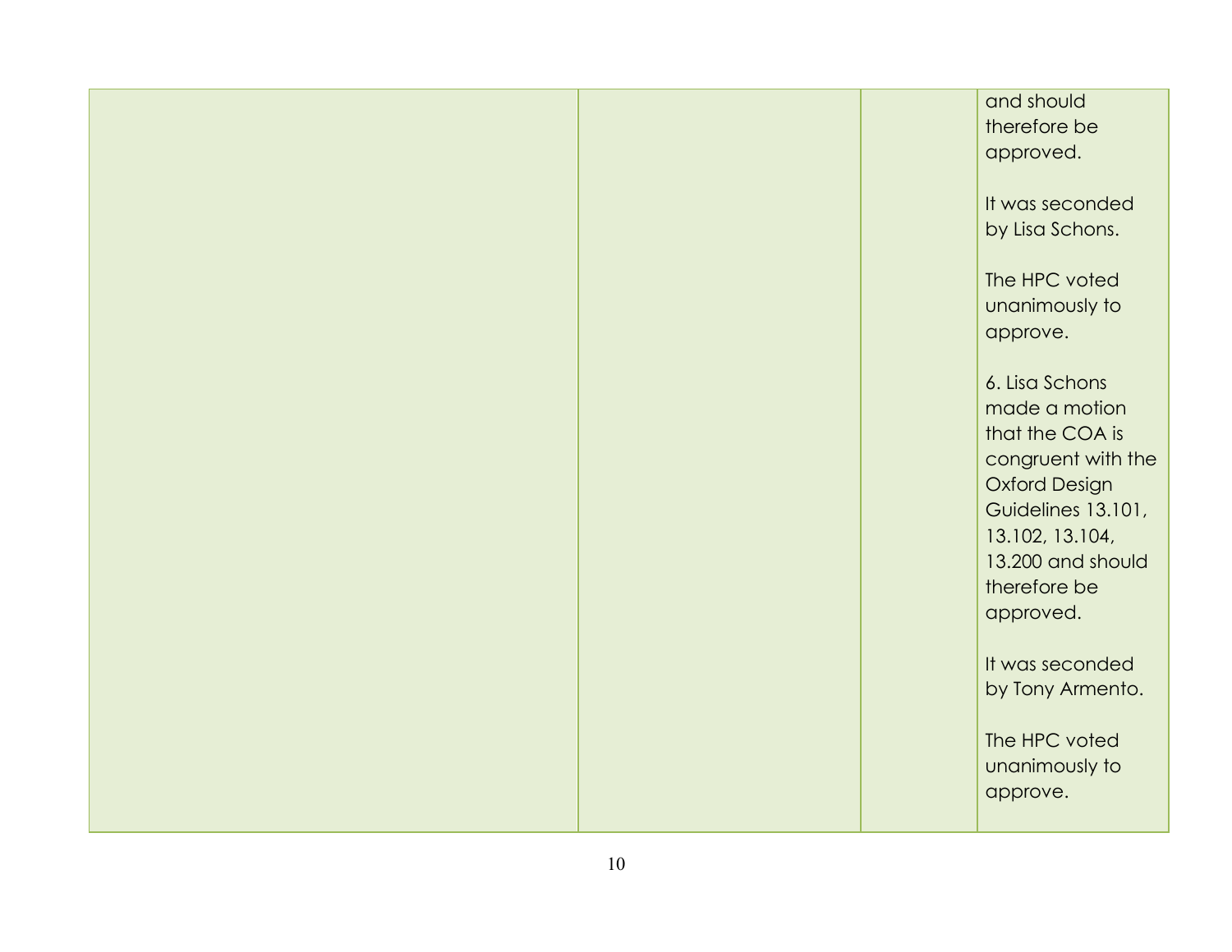| | | | and should therefore be approved.<br><br>It was seconded by Lisa Schons.<br><br>The HPC voted unanimously to approve.<br><br>6. Lisa Schons made a motion that the COA is congruent with the Oxford Design Guidelines 13.101, 13.102, 13.104, 13.200 and should therefore be approved.<br><br>It was seconded by Tony Armento.<br><br>The HPC voted unanimously to approve. |
|---|---|---|---|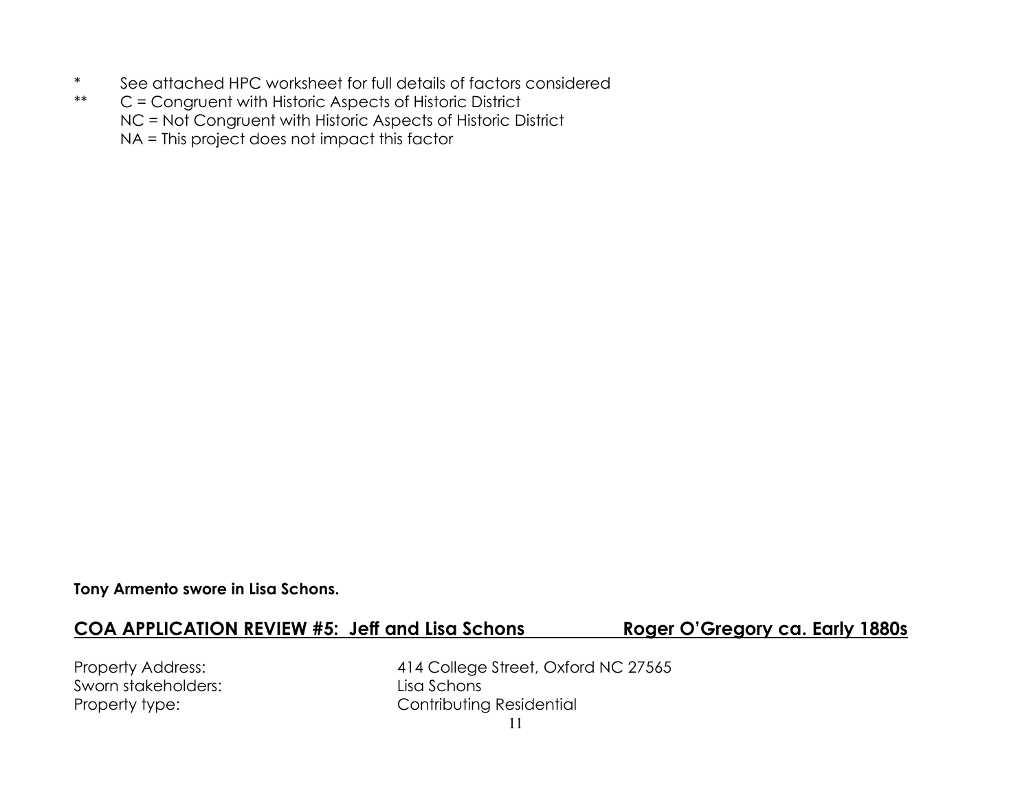\* See attached HPC worksheet for full details of factors considered
\*\* C = Congruent with Historic Aspects of Historic District
NC = Not Congruent with Historic Aspects of Historic District
NA = This project does not impact this factor

**Tony Armento swore in Lisa Schons.**

## COA APPLICATION REVIEW #5: Jeff and Lisa Schons Roger O'Gregory ca. Early 1880s

Property Address: 414 College Street, Oxford NC 27565
Sworn stakeholders: Lisa Schons
Property type: Contributing Residential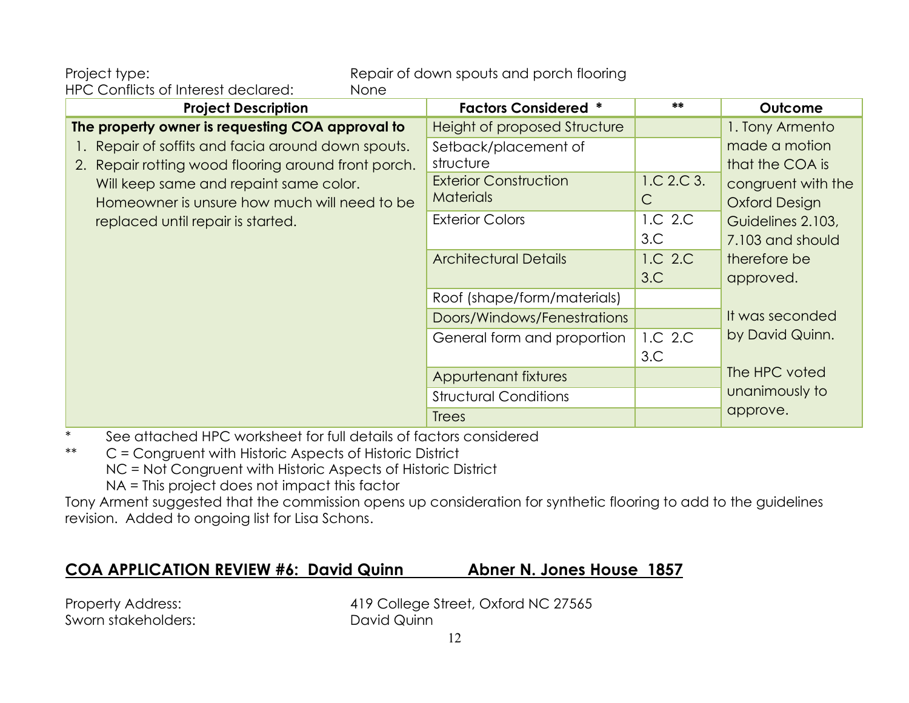Project type: Repair of down spouts and porch flooring
HPC Conflicts of Interest declared: None

| Project Description | Factors Considered * | ** | Outcome |
|---|---|---|---|
| **The property owner is requesting COA approval to**<br>1. Repair of soffits and facia around down spouts.<br>2. Repair rotting wood flooring around front porch. Will keep same and repaint same color. Homeowner is unsure how much will need to be replaced until repair is started. | Height of proposed Structure | | 1. Tony Armento made a motion that the COA is congruent with the Oxford Design Guidelines 2.103, 7.103 and should therefore be approved.<br><br>It was seconded by David Quinn.<br><br>The HPC voted unanimously to approve. |
| | Setback/placement of structure | | |
| | Exterior Construction Materials | 1.C 2.C 3. C | |
| | Exterior Colors | 1.C 2.C 3.C | |
| | Architectural Details | 1.C 2.C 3.C | |
| | Roof (shape/form/materials) | | |
| | Doors/Windows/Fenestrations | | |
| | General form and proportion | 1.C 2.C 3.C | |
| | Appurtenant fixtures | | |
| | Structural Conditions | | |
| | Trees | | |

\* See attached HPC worksheet for full details of factors considered
\*\* C = Congruent with Historic Aspects of Historic District
NC = Not Congruent with Historic Aspects of Historic District
NA = This project does not impact this factor

Tony Arment suggested that the commission opens up consideration for synthetic flooring to add to the guidelines revision. Added to ongoing list for Lisa Schons.

## COA APPLICATION REVIEW #6: David Quinn Abner N. Jones House 1857

Property Address: 419 College Street, Oxford NC 27565
Sworn stakeholders: David Quinn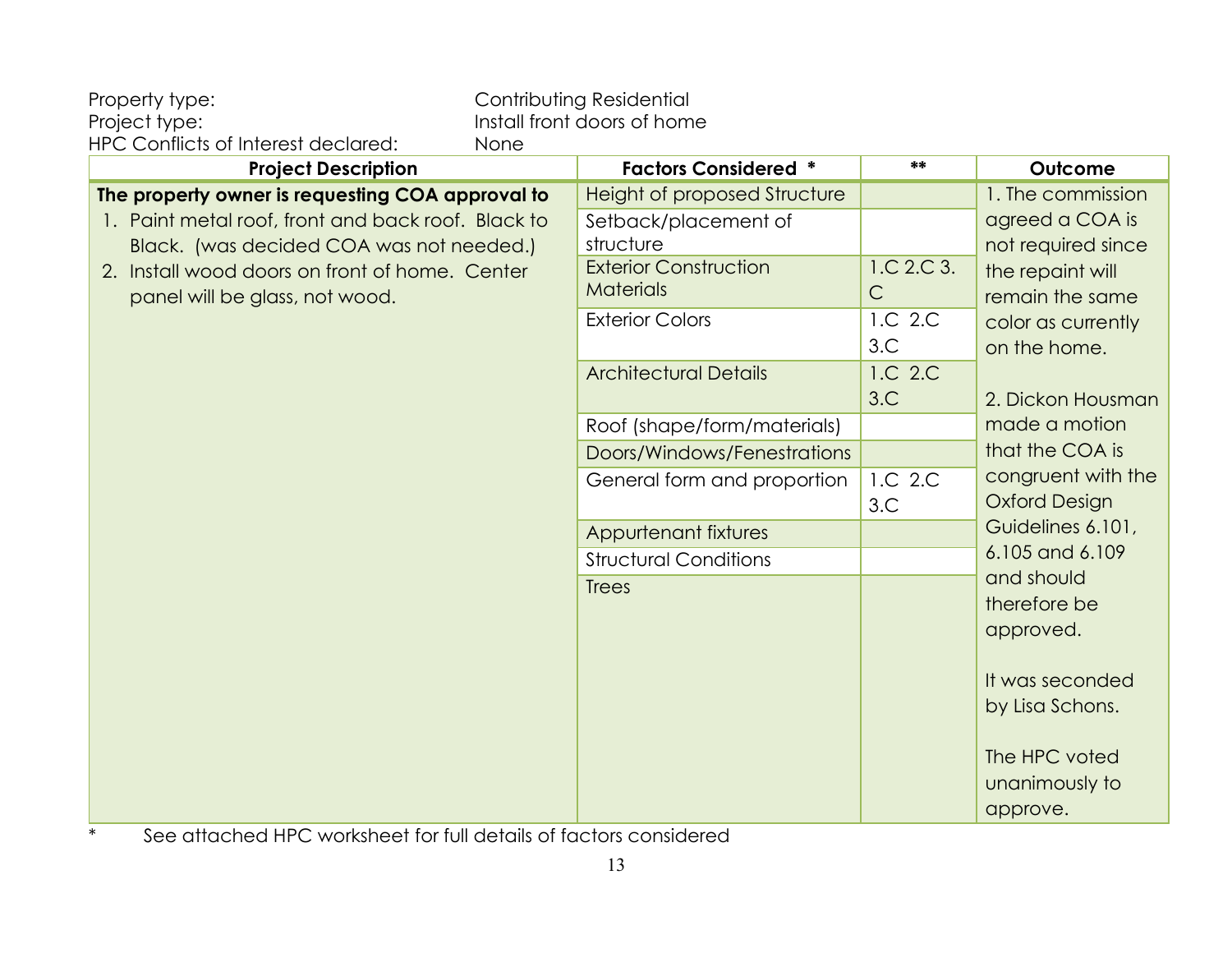Property type: Contributing Residential
Project type: Install front doors of home
HPC Conflicts of Interest declared: None

| Project Description | Factors Considered * | ** | Outcome |
|---|---|---|---|
| **The property owner is requesting COA approval to**<br>1. Paint metal roof, front and back roof. Black to Black. (was decided COA was not needed.)<br>2. Install wood doors on front of home. Center panel will be glass, not wood. | Height of proposed Structure | | 1. The commission agreed a COA is not required since the repaint will remain the same color as currently on the home.<br><br>2. Dickon Housman made a motion that the COA is congruent with the Oxford Design Guidelines 6.101, 6.105 and 6.109 and should therefore be approved.<br><br>It was seconded by Lisa Schons.<br><br>The HPC voted unanimously to approve. |
| | Setback/placement of structure | | |
| | Exterior Construction Materials | 1.C 2.C 3. C | |
| | Exterior Colors | 1.C 2.C 3.C | |
| | Architectural Details | 1.C 2.C 3.C | |
| | Roof (shape/form/materials) | | |
| | Doors/Windows/Fenestrations | | |
| | General form and proportion | 1.C 2.C 3.C | |
| | Appurtenant fixtures | | |
| | Structural Conditions | | |
| | Trees | | |

\* See attached HPC worksheet for full details of factors considered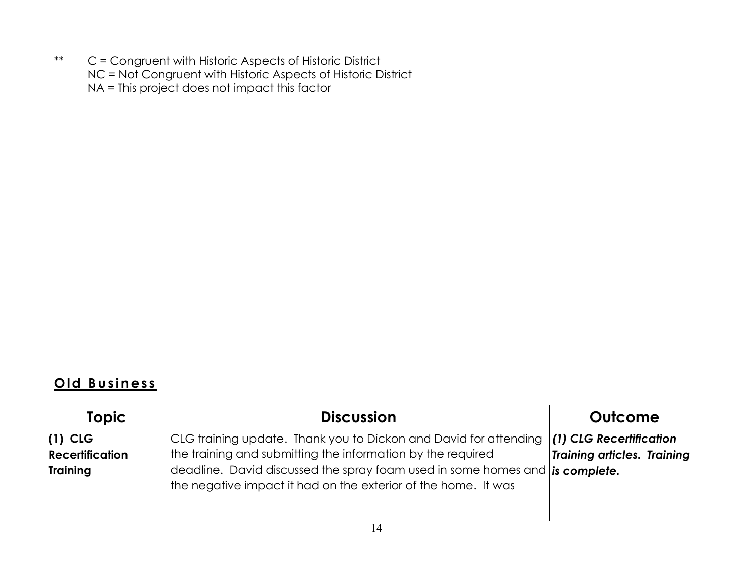** C = Congruent with Historic Aspects of Historic District
NC = Not Congruent with Historic Aspects of Historic District
NA = This project does not impact this factor

## Old Business

| Topic | Discussion | Outcome |
|---|---|---|
| **(1) CLG Recertification Training** | CLG training update. Thank you to Dickon and David for attending the training and submitting the information by the required deadline. David discussed the spray foam used in some homes and the negative impact it had on the exterior of the home. It was | ***(1) CLG Recertification Training articles. Training is complete.*** |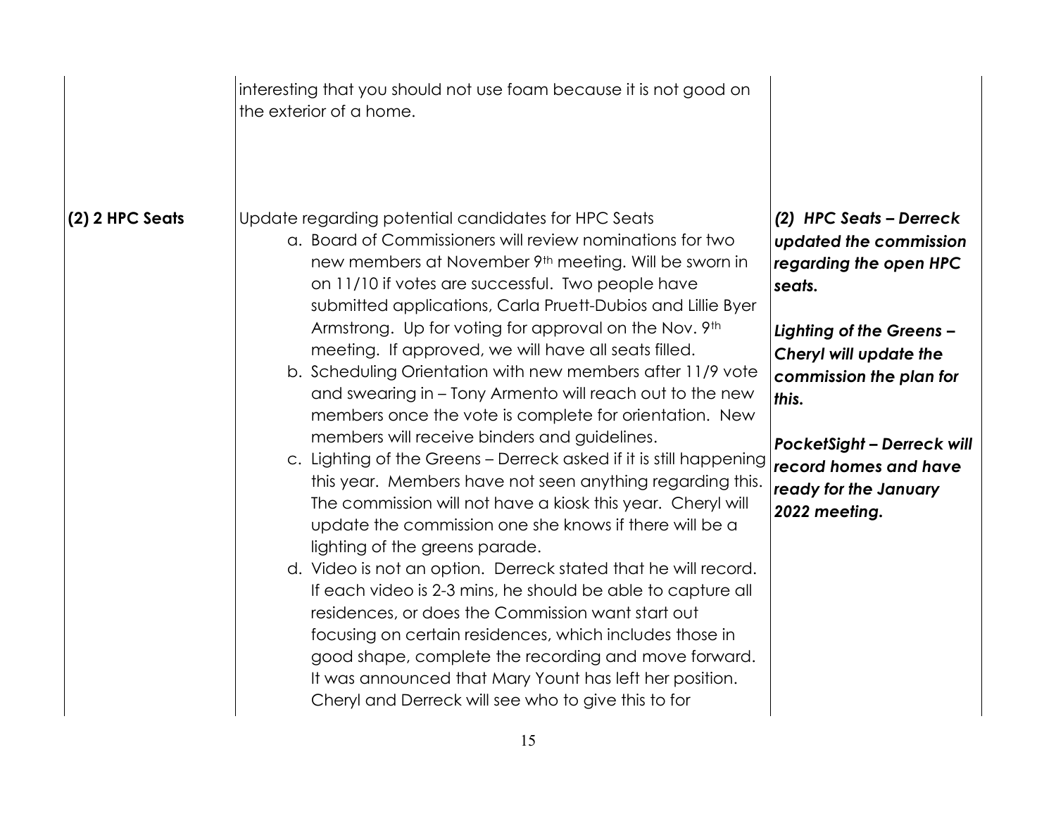| | | |
|---|---|---|
| | interesting that you should not use foam because it is not good on the exterior of a home. | |
| **(2) 2 HPC Seats** | Update regarding potential candidates for HPC Seats<br>a. Board of Commissioners will review nominations for two new members at November 9th meeting. Will be sworn in on 11/10 if votes are successful. Two people have submitted applications, Carla Pruett-Dubios and Lillie Byer Armstrong. Up for voting for approval on the Nov. 9th meeting. If approved, we will have all seats filled.<br>b. Scheduling Orientation with new members after 11/9 vote and swearing in – Tony Armento will reach out to the new members once the vote is complete for orientation. New members will receive binders and guidelines.<br>c. Lighting of the Greens – Derreck asked if it is still happening this year. Members have not seen anything regarding this. The commission will not have a kiosk this year. Cheryl will update the commission one she knows if there will be a lighting of the greens parade.<br>d. Video is not an option. Derreck stated that he will record. If each video is 2-3 mins, he should be able to capture all residences, or does the Commission want start out focusing on certain residences, which includes those in good shape, complete the recording and move forward. It was announced that Mary Yount has left her position. Cheryl and Derreck will see who to give this to for | ***(2) HPC Seats – Derreck updated the commission regarding the open HPC seats.***<br><br>***Lighting of the Greens – Cheryl will update the commission the plan for this.***<br><br>***PocketSight – Derreck will record homes and have ready for the January 2022 meeting.*** |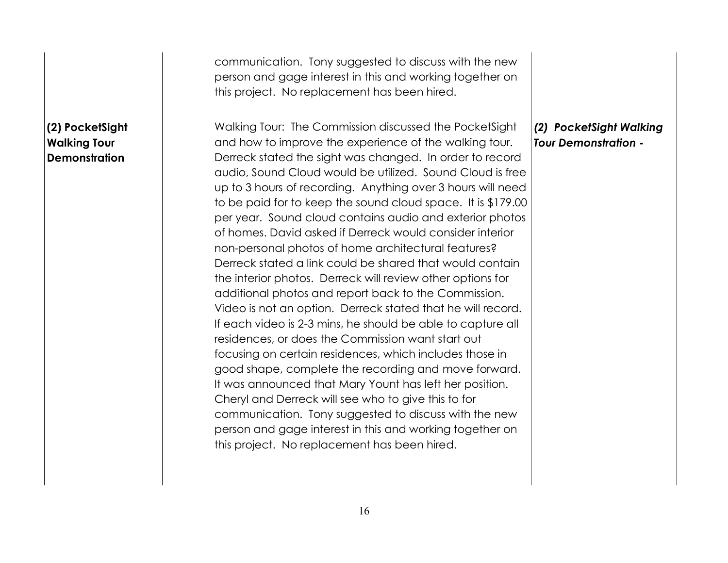| | | |
|---|---|---|
| | communication. Tony suggested to discuss with the new person and gage interest in this and working together on this project. No replacement has been hired. | |
| **(2) PocketSight Walking Tour Demonstration** | Walking Tour: The Commission discussed the PocketSight and how to improve the experience of the walking tour. Derreck stated the sight was changed. In order to record audio, Sound Cloud would be utilized. Sound Cloud is free up to 3 hours of recording. Anything over 3 hours will need to be paid for to keep the sound cloud space. It is $179.00 per year. Sound cloud contains audio and exterior photos of homes. David asked if Derreck would consider interior non-personal photos of home architectural features? Derreck stated a link could be shared that would contain the interior photos. Derreck will review other options for additional photos and report back to the Commission. Video is not an option. Derreck stated that he will record. If each video is 2-3 mins, he should be able to capture all residences, or does the Commission want start out focusing on certain residences, which includes those in good shape, complete the recording and move forward. It was announced that Mary Yount has left her position. Cheryl and Derreck will see who to give this to for communication. Tony suggested to discuss with the new person and gage interest in this and working together on this project. No replacement has been hired. | ***(2) PocketSight Walking Tour Demonstration -*** |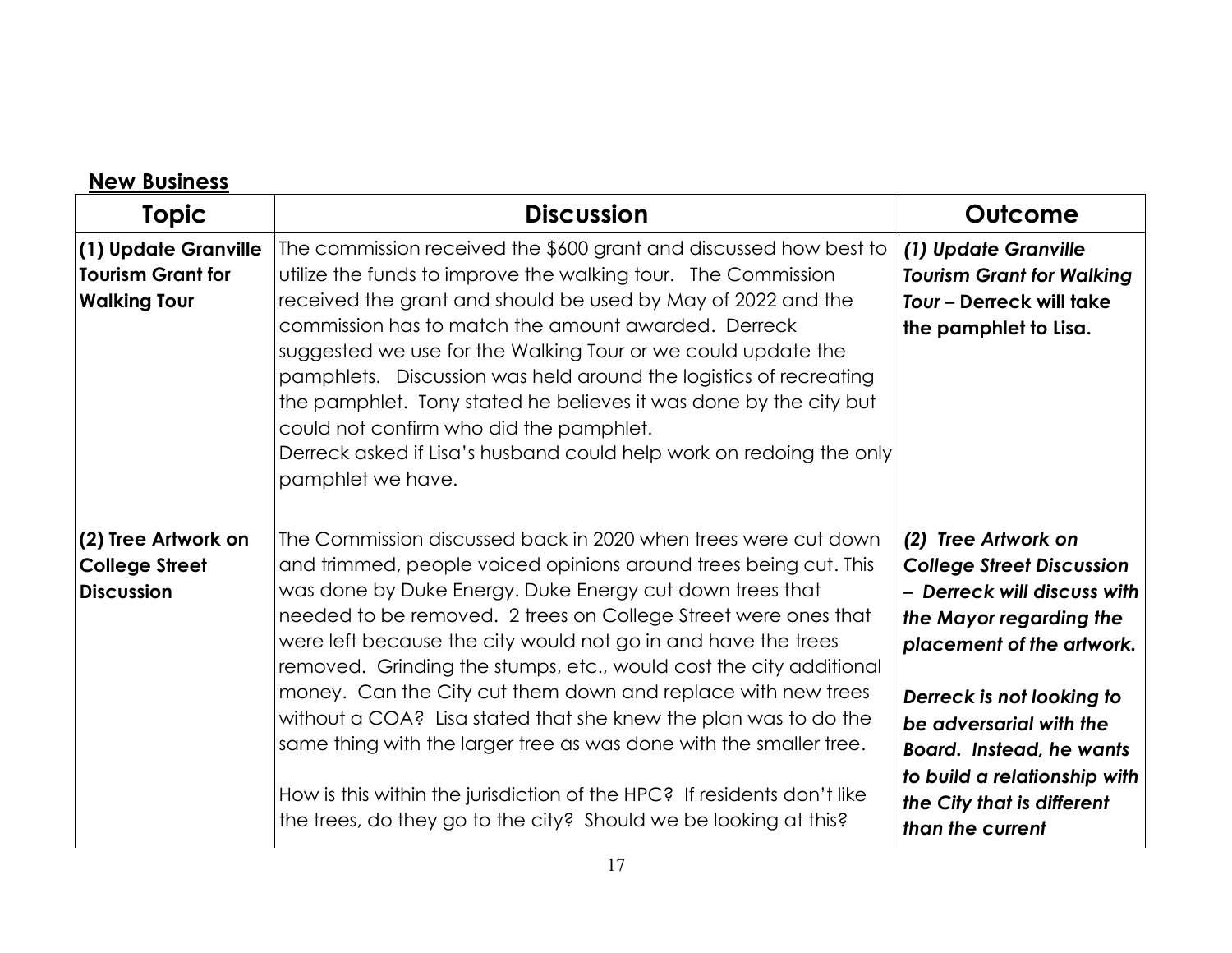## New Business

| Topic | Discussion | Outcome |
|---|---|---|
| **(1) Update Granville Tourism Grant for Walking Tour** | The commission received the $600 grant and discussed how best to utilize the funds to improve the walking tour. The Commission received the grant and should be used by May of 2022 and the commission has to match the amount awarded. Derreck suggested we use for the Walking Tour or we could update the pamphlets. Discussion was held around the logistics of recreating the pamphlet. Tony stated he believes it was done by the city but could not confirm who did the pamphlet.<br>Derreck asked if Lisa's husband could help work on redoing the only pamphlet we have. | ***(1) Update Granville Tourism Grant for Walking Tour*** **– Derreck will take the pamphlet to Lisa.** |
| **(2) Tree Artwork on College Street Discussion** | The Commission discussed back in 2020 when trees were cut down and trimmed, people voiced opinions around trees being cut. This was done by Duke Energy. Duke Energy cut down trees that needed to be removed. 2 trees on College Street were ones that were left because the city would not go in and have the trees removed. Grinding the stumps, etc., would cost the city additional money. Can the City cut them down and replace with new trees without a COA? Lisa stated that she knew the plan was to do the same thing with the larger tree as was done with the smaller tree.<br><br>How is this within the jurisdiction of the HPC? If residents don't like the trees, do they go to the city? Should we be looking at this? | ***(2) Tree Artwork on College Street Discussion – Derreck will discuss with the Mayor regarding the placement of the artwork.***<br><br>***Derreck is not looking to be adversarial with the Board. Instead, he wants to build a relationship with the City that is different than the current*** |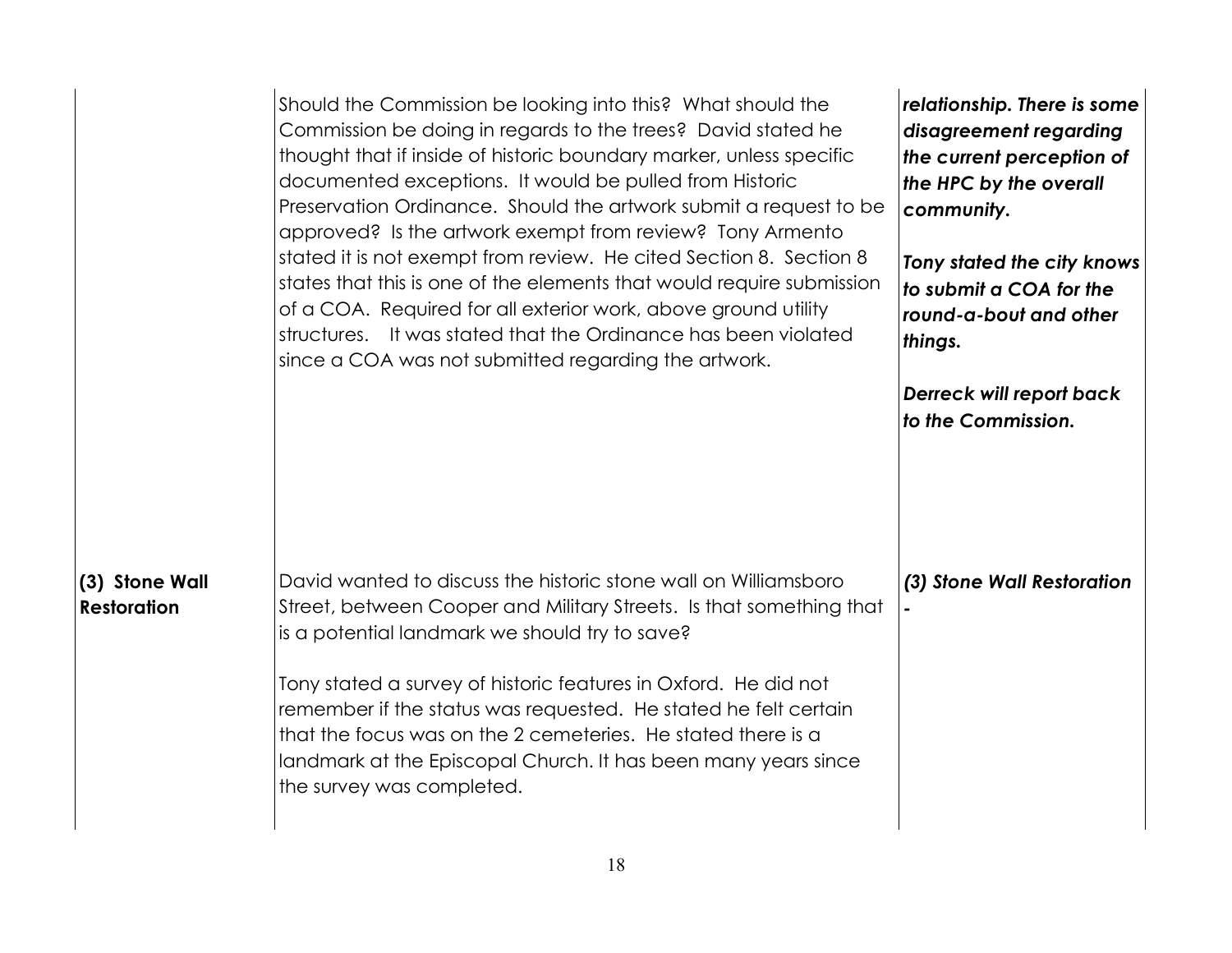| | | |
|---|---|---|
| | Should the Commission be looking into this? What should the Commission be doing in regards to the trees? David stated he thought that if inside of historic boundary marker, unless specific documented exceptions. It would be pulled from Historic Preservation Ordinance. Should the artwork submit a request to be approved? Is the artwork exempt from review? Tony Armento stated it is not exempt from review. He cited Section 8. Section 8 states that this is one of the elements that would require submission of a COA. Required for all exterior work, above ground utility structures. It was stated that the Ordinance has been violated since a COA was not submitted regarding the artwork. | ***relationship. There is some disagreement regarding the current perception of the HPC by the overall community.***<br><br>***Tony stated the city knows to submit a COA for the round-a-bout and other things.***<br><br>***Derreck will report back to the Commission.*** |
| **(3) Stone Wall Restoration** | David wanted to discuss the historic stone wall on Williamsboro Street, between Cooper and Military Streets. Is that something that is a potential landmark we should try to save?<br><br>Tony stated a survey of historic features in Oxford. He did not remember if the status was requested. He stated he felt certain that the focus was on the 2 cemeteries. He stated there is a landmark at the Episcopal Church. It has been many years since the survey was completed. | ***(3) Stone Wall Restoration -*** |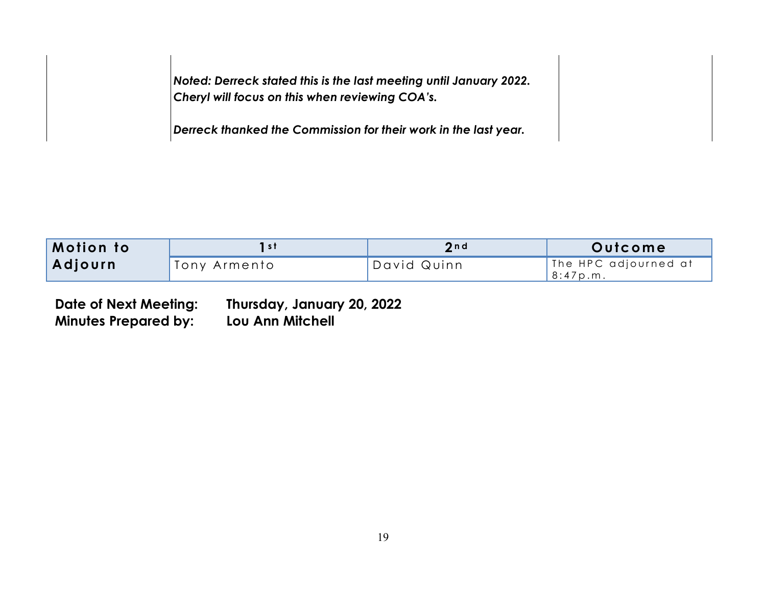| | | |
|---|---|---|
| | ***Noted: Derreck stated this is the last meeting until January 2022. Cheryl will focus on this when reviewing COA's.***<br><br>***Derreck thanked the Commission for their work in the last year.*** | |

| Motion to Adjourn | 1st | 2nd | Outcome |
|---|---|---|---|
| | Tony Armento | David Quinn | The HPC adjourned at 8:47p.m. |

**Date of Next Meeting:** **Thursday, January 20, 2022**
**Minutes Prepared by:** **Lou Ann Mitchell**